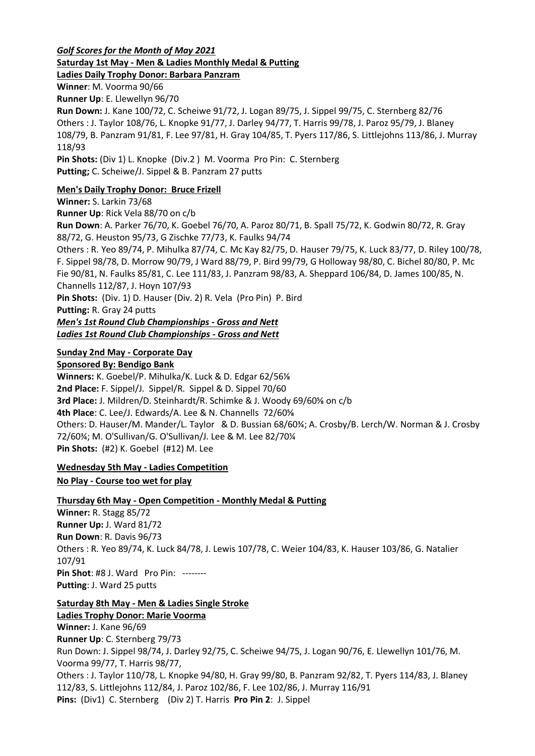***Golf Scores for the Month of May 2021***

**Saturday 1st May - Men & Ladies Monthly Medal & Putting**

**Ladies Daily Trophy Donor: Barbara Panzram**

**Winner**: M. Voorma 90/66

**Runner Up**: E. Llewellyn 96/70

**Run Down:** J. Kane 100/72, C. Scheiwe 91/72, J. Logan 89/75, J. Sippel 99/75, C. Sternberg 82/76

Others : J. Taylor 108/76, L. Knopke 91/77, J. Darley 94/77, T. Harris 99/78, J. Paroz 95/79, J. Blaney 108/79, B. Panzram 91/81, F. Lee 97/81, H. Gray 104/85, T. Pyers 117/86, S. Littlejohns 113/86, J. Murray 118/93

**Pin Shots:** (Div 1) L. Knopke (Div.2 ) M. Voorma Pro Pin: C. Sternberg

**Putting;** C. Scheiwe/J. Sippel & B. Panzram 27 putts

**Men's Daily Trophy Donor: Bruce Frizell**

**Winner:** S. Larkin 73/68

**Runner Up**: Rick Vela 88/70 on c/b

**Run Down**: A. Parker 76/70, K. Goebel 76/70, A. Paroz 80/71, B. Spall 75/72, K. Godwin 80/72, R. Gray 88/72, G. Heuston 95/73, G Zischke 77/73, K. Faulks 94/74

Others : R. Yeo 89/74, P. Mihulka 87/74, C. Mc Kay 82/75, D. Hauser 79/75, K. Luck 83/77, D. Riley 100/78, F. Sippel 98/78, D. Morrow 90/79, J Ward 88/79, P. Bird 99/79, G Holloway 98/80, C. Bichel 80/80, P. Mc Fie 90/81, N. Faulks 85/81, C. Lee 111/83, J. Panzram 98/83, A. Sheppard 106/84, D. James 100/85, N. Channells 112/87, J. Hoyn 107/93

**Pin Shots:** (Div. 1) D. Hauser (Div. 2) R. Vela (Pro Pin) P. Bird

**Putting:** R. Gray 24 putts

***Men's 1st Round Club Championships - Gross and Nett***

***Ladies 1st Round Club Championships - Gross and Nett***

**Sunday 2nd May - Corporate Day**

**Sponsored By: Bendigo Bank**

**Winners:** K. Goebel/P. Mihulka/K. Luck & D. Edgar 62/56⅛

**2nd Place:** F. Sippel/J. Sippel/R. Sippel & D. Sippel 70/60

**3rd Place:** J. Mildren/D. Steinhardt/R. Schimke & J. Woody 69/60⅝ on c/b

**4th Place**: C. Lee/J. Edwards/A. Lee & N. Channells 72/60⅝

Others: D. Hauser/M. Mander/L. Taylor & D. Bussian 68/60¾; A. Crosby/B. Lerch/W. Norman & J. Crosby 72/60¾; M. O'Sullivan/G. O'Sullivan/J. Lee & M. Lee 82/70¼

**Pin Shots:** (#2) K. Goebel (#12) M. Lee

**Wednesday 5th May - Ladies Competition**

**No Play - Course too wet for play**

**Thursday 6th May - Open Competition - Monthly Medal & Putting**

**Winner:** R. Stagg 85/72

**Runner Up:** J. Ward 81/72

**Run Down**: R. Davis 96/73

Others : R. Yeo 89/74, K. Luck 84/78, J. Lewis 107/78, C. Weier 104/83, K. Hauser 103/86, G. Natalier 107/91

**Pin Shot**: #8 J. Ward Pro Pin: --------

**Putting**: J. Ward 25 putts

**Saturday 8th May - Men & Ladies Single Stroke**

**Ladies Trophy Donor: Marie Voorma**

**Winner:** J. Kane 96/69

**Runner Up**: C. Sternberg 79/73

Run Down: J. Sippel 98/74, J. Darley 92/75, C. Scheiwe 94/75, J. Logan 90/76, E. Llewellyn 101/76, M. Voorma 99/77, T. Harris 98/77,

Others : J. Taylor 110/78, L. Knopke 94/80, H. Gray 99/80, B. Panzram 92/82, T. Pyers 114/83, J. Blaney 112/83, S. Littlejohns 112/84, J. Paroz 102/86, F. Lee 102/86, J. Murray 116/91

**Pins:** (Div1) C. Sternberg (Div 2) T. Harris **Pro Pin 2**: J. Sippel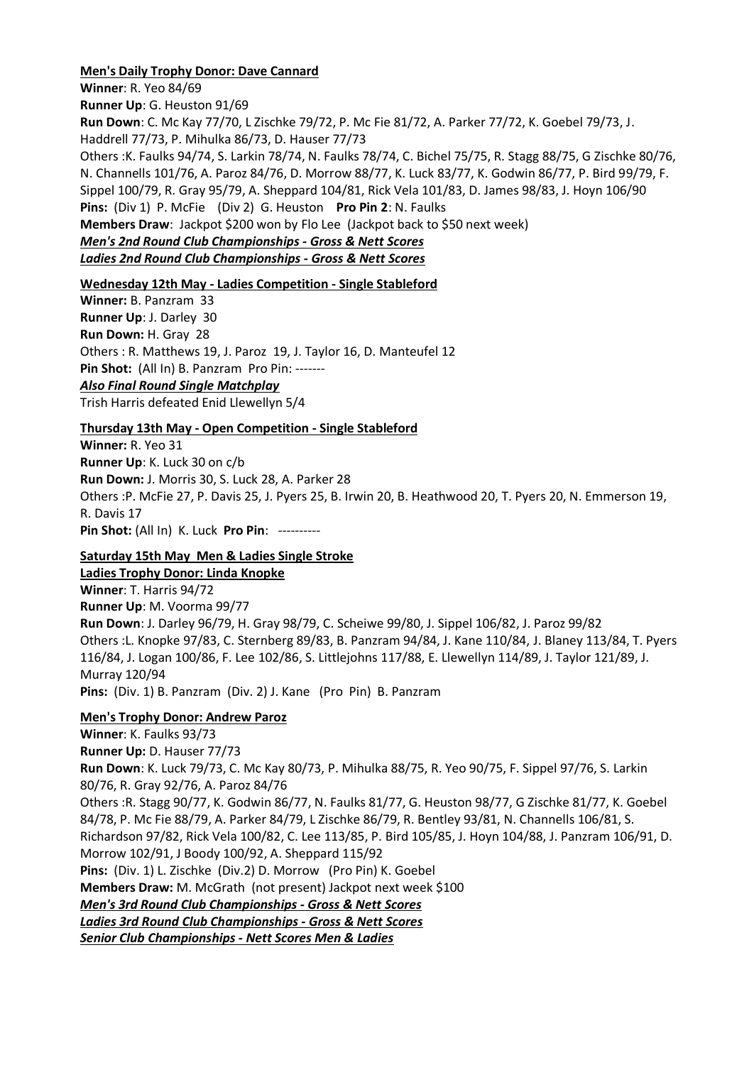**Men's Daily Trophy Donor: Dave Cannard**

**Winner**: R. Yeo 84/69

**Runner Up**: G. Heuston 91/69

**Run Down**: C. Mc Kay 77/70, L Zischke 79/72, P. Mc Fie 81/72, A. Parker 77/72, K. Goebel 79/73, J. Haddrell 77/73, P. Mihulka 86/73, D. Hauser 77/73

Others :K. Faulks 94/74, S. Larkin 78/74, N. Faulks 78/74, C. Bichel 75/75, R. Stagg 88/75, G Zischke 80/76, N. Channells 101/76, A. Paroz 84/76, D. Morrow 88/77, K. Luck 83/77, K. Godwin 86/77, P. Bird 99/79, F. Sippel 100/79, R. Gray 95/79, A. Sheppard 104/81, Rick Vela 101/83, D. James 98/83, J. Hoyn 106/90

**Pins:** (Div 1) P. McFie (Div 2) G. Heuston **Pro Pin 2**: N. Faulks

**Members Draw**: Jackpot $200 won by Flo Lee (Jackpot back to $50 next week)

***Men's 2nd Round Club Championships - Gross & Nett Scores***

***Ladies 2nd Round Club Championships - Gross & Nett Scores***

**Wednesday 12th May - Ladies Competition - Single Stableford**

**Winner:** B. Panzram 33

**Runner Up**: J. Darley 30

**Run Down:** H. Gray 28

Others : R. Matthews 19, J. Paroz 19, J. Taylor 16, D. Manteufel 12

**Pin Shot:** (All In) B. Panzram Pro Pin: -------

***Also Final Round Single Matchplay***

Trish Harris defeated Enid Llewellyn 5/4

**Thursday 13th May - Open Competition - Single Stableford**

**Winner:** R. Yeo 31

**Runner Up**: K. Luck 30 on c/b

**Run Down:** J. Morris 30, S. Luck 28, A. Parker 28

Others :P. McFie 27, P. Davis 25, J. Pyers 25, B. Irwin 20, B. Heathwood 20, T. Pyers 20, N. Emmerson 19, R. Davis 17

**Pin Shot:** (All In) K. Luck **Pro Pin**: ----------

**Saturday 15th May Men & Ladies Single Stroke**

**Ladies Trophy Donor: Linda Knopke**

**Winner**: T. Harris 94/72

**Runner Up**: M. Voorma 99/77

**Run Down**: J. Darley 96/79, H. Gray 98/79, C. Scheiwe 99/80, J. Sippel 106/82, J. Paroz 99/82

Others :L. Knopke 97/83, C. Sternberg 89/83, B. Panzram 94/84, J. Kane 110/84, J. Blaney 113/84, T. Pyers 116/84, J. Logan 100/86, F. Lee 102/86, S. Littlejohns 117/88, E. Llewellyn 114/89, J. Taylor 121/89, J. Murray 120/94

**Pins:** (Div. 1) B. Panzram (Div. 2) J. Kane (Pro Pin) B. Panzram

**Men's Trophy Donor: Andrew Paroz**

**Winner**: K. Faulks 93/73

**Runner Up:** D. Hauser 77/73

**Run Down**: K. Luck 79/73, C. Mc Kay 80/73, P. Mihulka 88/75, R. Yeo 90/75, F. Sippel 97/76, S. Larkin 80/76, R. Gray 92/76, A. Paroz 84/76

Others :R. Stagg 90/77, K. Godwin 86/77, N. Faulks 81/77, G. Heuston 98/77, G Zischke 81/77, K. Goebel 84/78, P. Mc Fie 88/79, A. Parker 84/79, L Zischke 86/79, R. Bentley 93/81, N. Channells 106/81, S. Richardson 97/82, Rick Vela 100/82, C. Lee 113/85, P. Bird 105/85, J. Hoyn 104/88, J. Panzram 106/91, D. Morrow 102/91, J Boody 100/92, A. Sheppard 115/92

**Pins:** (Div. 1) L. Zischke (Div.2) D. Morrow (Pro Pin) K. Goebel

**Members Draw:** M. McGrath (not present) Jackpot next week $100

***Men's 3rd Round Club Championships - Gross & Nett Scores***

***Ladies 3rd Round Club Championships - Gross & Nett Scores***

***Senior Club Championships - Nett Scores Men & Ladies***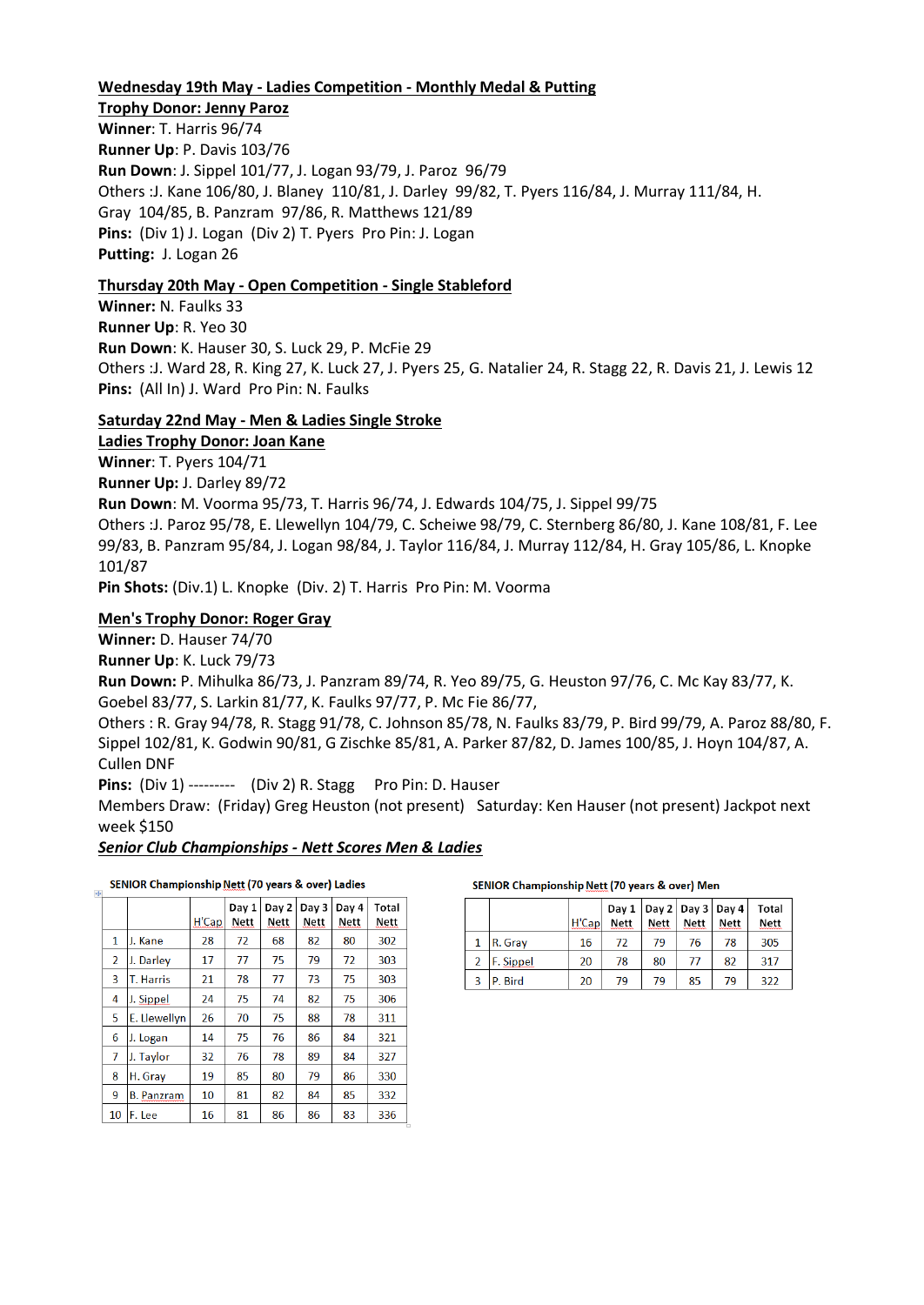**Wednesday 19th May - Ladies Competition - Monthly Medal & Putting**

**Trophy Donor: Jenny Paroz**

**Winner**: T. Harris 96/74

**Runner Up**: P. Davis 103/76

**Run Down**: J. Sippel 101/77, J. Logan 93/79, J. Paroz 96/79

Others :J. Kane 106/80, J. Blaney 110/81, J. Darley 99/82, T. Pyers 116/84, J. Murray 111/84, H. Gray 104/85, B. Panzram 97/86, R. Matthews 121/89

**Pins:** (Div 1) J. Logan (Div 2) T. Pyers Pro Pin: J. Logan

**Putting:** J. Logan 26

**Thursday 20th May - Open Competition - Single Stableford**

**Winner:** N. Faulks 33

**Runner Up**: R. Yeo 30

**Run Down**: K. Hauser 30, S. Luck 29, P. McFie 29

Others :J. Ward 28, R. King 27, K. Luck 27, J. Pyers 25, G. Natalier 24, R. Stagg 22, R. Davis 21, J. Lewis 12

**Pins:** (All In) J. Ward Pro Pin: N. Faulks

**Saturday 22nd May - Men & Ladies Single Stroke**

**Ladies Trophy Donor: Joan Kane**

**Winner**: T. Pyers 104/71

**Runner Up:** J. Darley 89/72

**Run Down**: M. Voorma 95/73, T. Harris 96/74, J. Edwards 104/75, J. Sippel 99/75

Others :J. Paroz 95/78, E. Llewellyn 104/79, C. Scheiwe 98/79, C. Sternberg 86/80, J. Kane 108/81, F. Lee 99/83, B. Panzram 95/84, J. Logan 98/84, J. Taylor 116/84, J. Murray 112/84, H. Gray 105/86, L. Knopke 101/87

**Pin Shots:** (Div.1) L. Knopke (Div. 2) T. Harris Pro Pin: M. Voorma

**Men's Trophy Donor: Roger Gray**

**Winner:** D. Hauser 74/70

**Runner Up**: K. Luck 79/73

**Run Down:** P. Mihulka 86/73, J. Panzram 89/74, R. Yeo 89/75, G. Heuston 97/76, C. Mc Kay 83/77, K. Goebel 83/77, S. Larkin 81/77, K. Faulks 97/77, P. Mc Fie 86/77,

Others : R. Gray 94/78, R. Stagg 91/78, C. Johnson 85/78, N. Faulks 83/79, P. Bird 99/79, A. Paroz 88/80, F. Sippel 102/81, K. Godwin 90/81, G Zischke 85/81, A. Parker 87/82, D. James 100/85, J. Hoyn 104/87, A. Cullen DNF

**Pins:** (Div 1) --------- (Div 2) R. Stagg Pro Pin: D. Hauser

Members Draw: (Friday) Greg Heuston (not present) Saturday: Ken Hauser (not present) Jackpot next week $150

***Senior Club Championships - Nett Scores Men & Ladies***

**SENIOR Championship Nett (70 years & over) Ladies**

| | | H'Cap | Day 1 Nett | Day 2 Nett | Day 3 Nett | Day 4 Nett | Total Nett |
|---|---|---|---|---|---|---|---|
| 1 | J. Kane | 28 | 72 | 68 | 82 | 80 | 302 |
| 2 | J. Darley | 17 | 77 | 75 | 79 | 72 | 303 |
| 3 | T. Harris | 21 | 78 | 77 | 73 | 75 | 303 |
| 4 | J. Sippel | 24 | 75 | 74 | 82 | 75 | 306 |
| 5 | E. Llewellyn | 26 | 70 | 75 | 88 | 78 | 311 |
| 6 | J. Logan | 14 | 75 | 76 | 86 | 84 | 321 |
| 7 | J. Taylor | 32 | 76 | 78 | 89 | 84 | 327 |
| 8 | H. Gray | 19 | 85 | 80 | 79 | 86 | 330 |
| 9 | B. Panzram | 10 | 81 | 82 | 84 | 85 | 332 |
| 10 | F. Lee | 16 | 81 | 86 | 86 | 83 | 336 |

**SENIOR Championship Nett (70 years & over) Men**

| | | H'Cap | Day 1 Nett | Day 2 Nett | Day 3 Nett | Day 4 Nett | Total Nett |
|---|---|---|---|---|---|---|---|
| 1 | R. Gray | 16 | 72 | 79 | 76 | 78 | 305 |
| 2 | F. Sippel | 20 | 78 | 80 | 77 | 82 | 317 |
| 3 | P. Bird | 20 | 79 | 79 | 85 | 79 | 322 |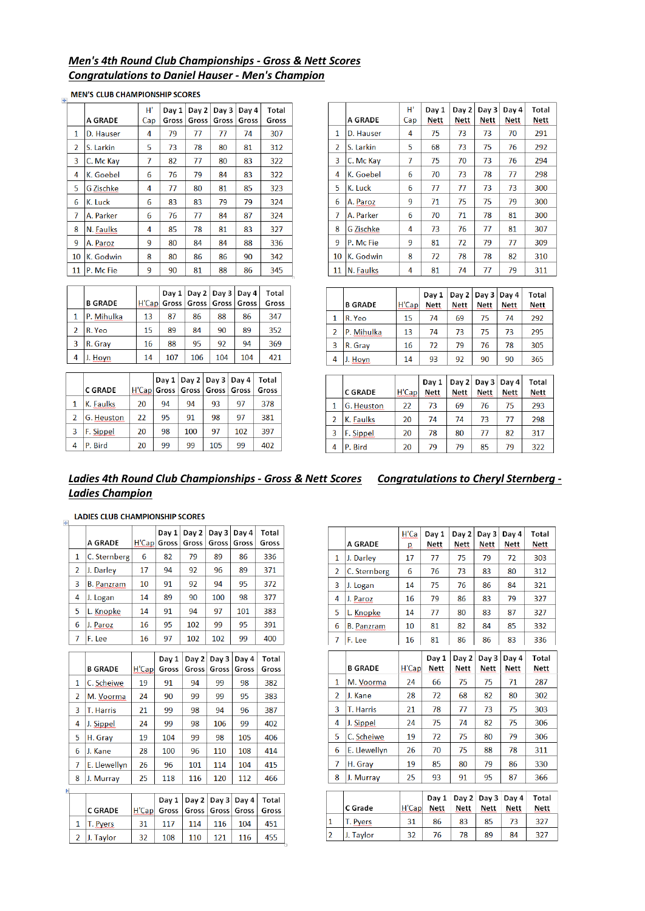## *Men's 4th Round Club Championships - Gross & Nett Scores*
## *Congratulations to Daniel Hauser - Men's Champion*

**MEN'S CLUB CHAMPIONSHIP SCORES**

| | A GRADE | H' Cap | Day 1 Gross | Day 2 Gross | Day 3 Gross | Day 4 Gross | Total Gross |
|---|---|---|---|---|---|---|---|
| 1 | D. Hauser | 4 | 79 | 77 | 77 | 74 | 307 |
| 2 | S. Larkin | 5 | 73 | 78 | 80 | 81 | 312 |
| 3 | C. Mc Kay | 7 | 82 | 77 | 80 | 83 | 322 |
| 4 | K. Goebel | 6 | 76 | 79 | 84 | 83 | 322 |
| 5 | G Zischke | 4 | 77 | 80 | 81 | 85 | 323 |
| 6 | K. Luck | 6 | 83 | 83 | 79 | 79 | 324 |
| 7 | A. Parker | 6 | 76 | 77 | 84 | 87 | 324 |
| 8 | N. Faulks | 4 | 85 | 78 | 81 | 83 | 327 |
| 9 | A. Paroz | 9 | 80 | 84 | 84 | 88 | 336 |
| 10 | K. Godwin | 8 | 80 | 80 | 86 | 90 | 342 |
| 11 | P. Mc Fie | 9 | 90 | 81 | 88 | 86 | 345 |

| | A GRADE | H' Cap | Day 1 Nett | Day 2 Nett | Day 3 Nett | Day 4 Nett | Total Nett |
|---|---|---|---|---|---|---|---|
| 1 | D. Hauser | 4 | 75 | 73 | 73 | 70 | 291 |
| 2 | S. Larkin | 5 | 68 | 73 | 75 | 76 | 292 |
| 3 | C. Mc Kay | 7 | 75 | 70 | 73 | 76 | 294 |
| 4 | K. Goebel | 6 | 70 | 73 | 78 | 77 | 298 |
| 5 | K. Luck | 6 | 77 | 77 | 73 | 73 | 300 |
| 6 | A. Paroz | 9 | 71 | 75 | 75 | 79 | 300 |
| 7 | A. Parker | 6 | 70 | 71 | 78 | 81 | 300 |
| 8 | G Zischke | 4 | 73 | 76 | 77 | 81 | 307 |
| 9 | P. Mc Fie | 9 | 81 | 72 | 79 | 77 | 309 |
| 10 | K. Godwin | 8 | 72 | 78 | 78 | 82 | 310 |
| 11 | N. Faulks | 4 | 81 | 74 | 77 | 79 | 311 |

| | B GRADE | H'Cap | Day 1 Gross | Day 2 Gross | Day 3 Gross | Day 4 Gross | Total Gross |
|---|---|---|---|---|---|---|---|
| 1 | P. Mihulka | 13 | 87 | 86 | 88 | 86 | 347 |
| 2 | R. Yeo | 15 | 89 | 84 | 90 | 89 | 352 |
| 3 | R. Gray | 16 | 88 | 95 | 92 | 94 | 369 |
| 4 | J. Hoyn | 14 | 107 | 106 | 104 | 104 | 421 |

| | B GRADE | H'Cap | Day 1 Nett | Day 2 Nett | Day 3 Nett | Day 4 Nett | Total Nett |
|---|---|---|---|---|---|---|---|
| 1 | R. Yeo | 15 | 74 | 69 | 75 | 74 | 292 |
| 2 | P. Mihulka | 13 | 74 | 73 | 75 | 73 | 295 |
| 3 | R. Gray | 16 | 72 | 79 | 76 | 78 | 305 |
| 4 | J. Hoyn | 14 | 93 | 92 | 90 | 90 | 365 |

| | C GRADE | H'Cap | Day 1 Gross | Day 2 Gross | Day 3 Gross | Day 4 Gross | Total Gross |
|---|---|---|---|---|---|---|---|
| 1 | K. Faulks | 20 | 94 | 94 | 93 | 97 | 378 |
| 2 | G. Heuston | 22 | 95 | 91 | 98 | 97 | 381 |
| 3 | F. Sippel | 20 | 98 | 100 | 97 | 102 | 397 |
| 4 | P. Bird | 20 | 99 | 99 | 105 | 99 | 402 |

| | C GRADE | H'Cap | Day 1 Nett | Day 2 Nett | Day 3 Nett | Day 4 Nett | Total Nett |
|---|---|---|---|---|---|---|---|
| 1 | G. Heuston | 22 | 73 | 69 | 76 | 75 | 293 |
| 2 | K. Faulks | 20 | 74 | 74 | 73 | 77 | 298 |
| 3 | F. Sippel | 20 | 78 | 80 | 77 | 82 | 317 |
| 4 | P. Bird | 20 | 79 | 79 | 85 | 79 | 322 |

## *Ladies 4th Round Club Championships - Gross & Nett Scores*  *Congratulations to Cheryl Sternberg - Ladies Champion*

**LADIES CLUB CHAMPIONSHIP SCORES**

| | A GRADE | H'Cap | Day 1 Gross | Day 2 Gross | Day 3 Gross | Day 4 Gross | Total Gross |
|---|---|---|---|---|---|---|---|
| 1 | C. Sternberg | 6 | 82 | 79 | 89 | 86 | 336 |
| 2 | J. Darley | 17 | 94 | 92 | 96 | 89 | 371 |
| 3 | B. Panzram | 10 | 91 | 92 | 94 | 95 | 372 |
| 4 | J. Logan | 14 | 89 | 90 | 100 | 98 | 377 |
| 5 | L. Knopke | 14 | 91 | 94 | 97 | 101 | 383 |
| 6 | J. Paroz | 16 | 95 | 102 | 99 | 95 | 391 |
| 7 | F. Lee | 16 | 97 | 102 | 102 | 99 | 400 |

| | A GRADE | H'Cap | Day 1 Nett | Day 2 Nett | Day 3 Nett | Day 4 Nett | Total Nett |
|---|---|---|---|---|---|---|---|
| 1 | J. Darley | 17 | 77 | 75 | 79 | 72 | 303 |
| 2 | C. Sternberg | 6 | 76 | 73 | 83 | 80 | 312 |
| 3 | J. Logan | 14 | 75 | 76 | 86 | 84 | 321 |
| 4 | J. Paroz | 16 | 79 | 86 | 83 | 79 | 327 |
| 5 | L. Knopke | 14 | 77 | 80 | 83 | 87 | 327 |
| 6 | B. Panzram | 10 | 81 | 82 | 84 | 85 | 332 |
| 7 | F. Lee | 16 | 81 | 86 | 86 | 83 | 336 |

| | B GRADE | H'Cap | Day 1 Gross | Day 2 Gross | Day 3 Gross | Day 4 Gross | Total Gross |
|---|---|---|---|---|---|---|---|
| 1 | C. Scheiwe | 19 | 91 | 94 | 99 | 98 | 382 |
| 2 | M. Voorma | 24 | 90 | 99 | 99 | 95 | 383 |
| 3 | T. Harris | 21 | 99 | 98 | 94 | 96 | 387 |
| 4 | J. Sippel | 24 | 99 | 98 | 106 | 99 | 402 |
| 5 | H. Gray | 19 | 104 | 99 | 98 | 105 | 406 |
| 6 | J. Kane | 28 | 100 | 96 | 110 | 108 | 414 |
| 7 | E. Llewellyn | 26 | 96 | 101 | 114 | 104 | 415 |
| 8 | J. Murray | 25 | 118 | 116 | 120 | 112 | 466 |

| | B GRADE | H'Cap | Day 1 Nett | Day 2 Nett | Day 3 Nett | Day 4 Nett | Total Nett |
|---|---|---|---|---|---|---|---|
| 1 | M. Voorma | 24 | 66 | 75 | 75 | 71 | 287 |
| 2 | J. Kane | 28 | 72 | 68 | 82 | 80 | 302 |
| 3 | T. Harris | 21 | 78 | 77 | 73 | 75 | 303 |
| 4 | J. Sippel | 24 | 75 | 74 | 82 | 75 | 306 |
| 5 | C. Scheiwe | 19 | 72 | 75 | 80 | 79 | 306 |
| 6 | E. Llewellyn | 26 | 70 | 75 | 88 | 78 | 311 |
| 7 | H. Gray | 19 | 85 | 80 | 79 | 86 | 330 |
| 8 | J. Murray | 25 | 93 | 91 | 95 | 87 | 366 |

| | C GRADE | H'Cap | Day 1 Gross | Day 2 Gross | Day 3 Gross | Day 4 Gross | Total Gross |
|---|---|---|---|---|---|---|---|
| 1 | T. Pyers | 31 | 117 | 114 | 116 | 104 | 451 |
| 2 | J. Taylor | 32 | 108 | 110 | 121 | 116 | 455 |

| | C Grade | H'Cap | Day 1 Nett | Day 2 Nett | Day 3 Nett | Day 4 Nett | Total Nett |
|---|---|---|---|---|---|---|---|
| 1 | T. Pyers | 31 | 86 | 83 | 85 | 73 | 327 |
| 2 | J. Taylor | 32 | 76 | 78 | 89 | 84 | 327 |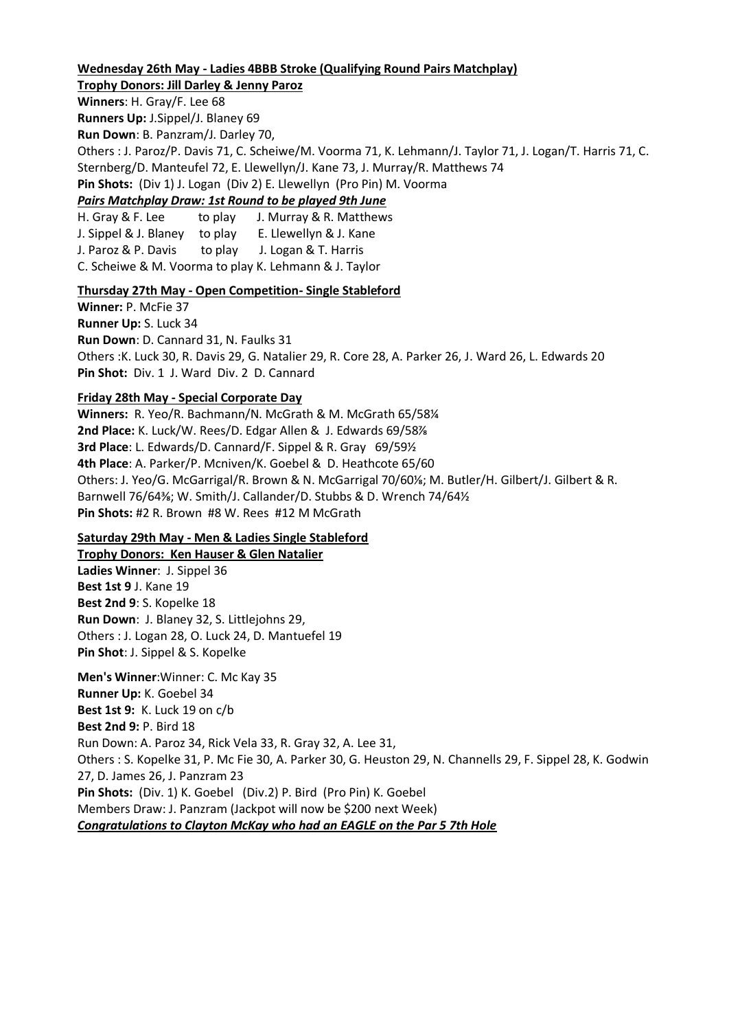**Wednesday 26th May - Ladies 4BBB Stroke (Qualifying Round Pairs Matchplay)**

**Trophy Donors: Jill Darley & Jenny Paroz**

**Winners**: H. Gray/F. Lee 68

**Runners Up:** J.Sippel/J. Blaney 69

**Run Down**: B. Panzram/J. Darley 70,

Others : J. Paroz/P. Davis 71, C. Scheiwe/M. Voorma 71, K. Lehmann/J. Taylor 71, J. Logan/T. Harris 71, C. Sternberg/D. Manteufel 72, E. Llewellyn/J. Kane 73, J. Murray/R. Matthews 74

**Pin Shots:** (Div 1) J. Logan (Div 2) E. Llewellyn (Pro Pin) M. Voorma

***Pairs Matchplay Draw: 1st Round to be played 9th June***

H. Gray & F. Lee to play J. Murray & R. Matthews

J. Sippel & J. Blaney to play E. Llewellyn & J. Kane

J. Paroz & P. Davis to play J. Logan & T. Harris

C. Scheiwe & M. Voorma to play K. Lehmann & J. Taylor

**Thursday 27th May - Open Competition- Single Stableford**

**Winner:** P. McFie 37

**Runner Up:** S. Luck 34

**Run Down**: D. Cannard 31, N. Faulks 31

Others :K. Luck 30, R. Davis 29, G. Natalier 29, R. Core 28, A. Parker 26, J. Ward 26, L. Edwards 20

**Pin Shot:** Div. 1 J. Ward Div. 2 D. Cannard

**Friday 28th May - Special Corporate Day**

**Winners:** R. Yeo/R. Bachmann/N. McGrath & M. McGrath 65/58¼

**2nd Place:** K. Luck/W. Rees/D. Edgar Allen & J. Edwards 69/58⅞

**3rd Place**: L. Edwards/D. Cannard/F. Sippel & R. Gray 69/59½

**4th Place**: A. Parker/P. Mcniven/K. Goebel & D. Heathcote 65/60

Others: J. Yeo/G. McGarrigal/R. Brown & N. McGarrigal 70/60⅛; M. Butler/H. Gilbert/J. Gilbert & R. Barnwell 76/64⅜; W. Smith/J. Callander/D. Stubbs & D. Wrench 74/64½

**Pin Shots:** #2 R. Brown #8 W. Rees #12 M McGrath

**Saturday 29th May - Men & Ladies Single Stableford**

**Trophy Donors: Ken Hauser & Glen Natalier**

**Ladies Winner**: J. Sippel 36

**Best 1st 9** J. Kane 19

**Best 2nd 9**: S. Kopelke 18

**Run Down**: J. Blaney 32, S. Littlejohns 29,

Others : J. Logan 28, O. Luck 24, D. Mantuefel 19

**Pin Shot**: J. Sippel & S. Kopelke

**Men's Winner**:Winner: C. Mc Kay 35

**Runner Up:** K. Goebel 34

**Best 1st 9:** K. Luck 19 on c/b

**Best 2nd 9:** P. Bird 18

Run Down: A. Paroz 34, Rick Vela 33, R. Gray 32, A. Lee 31,

Others : S. Kopelke 31, P. Mc Fie 30, A. Parker 30, G. Heuston 29, N. Channells 29, F. Sippel 28, K. Godwin 27, D. James 26, J. Panzram 23

**Pin Shots:** (Div. 1) K. Goebel (Div.2) P. Bird (Pro Pin) K. Goebel

Members Draw: J. Panzram (Jackpot will now be $200 next Week)

***Congratulations to Clayton McKay who had an EAGLE on the Par 5 7th Hole***